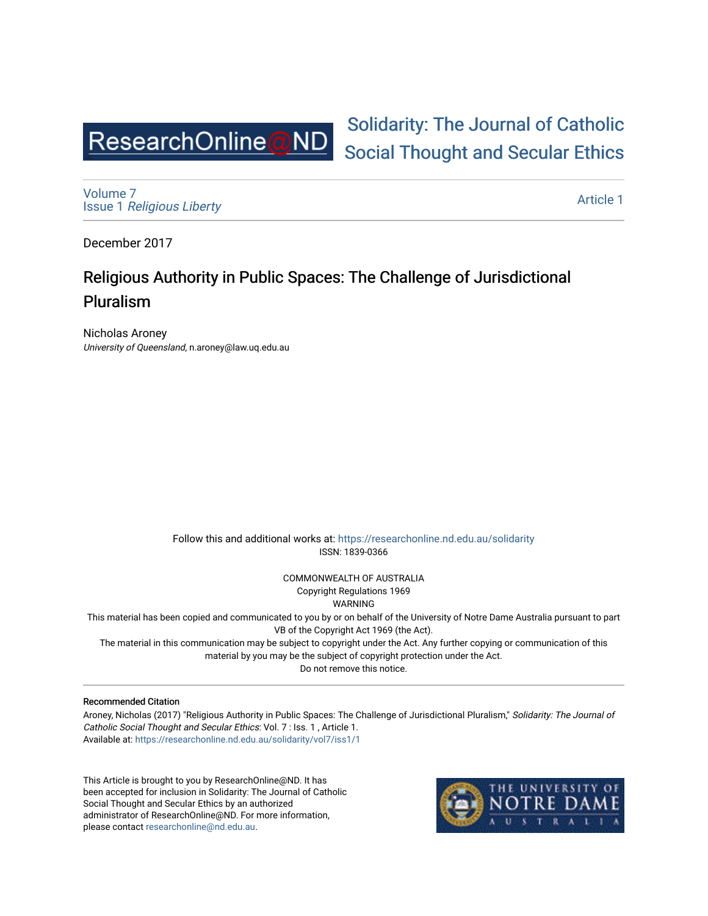ResearchOnline@ND

# Solidarity: The Journal of Catholic Social Thought and Secular Ethics

Volume 7
Issue 1 *Religious Liberty*

Article 1

December 2017

# Religious Authority in Public Spaces: The Challenge of Jurisdictional Pluralism

Nicholas Aroney
*University of Queensland*, n.aroney@law.uq.edu.au

Follow this and additional works at: https://researchonline.nd.edu.au/solidarity
ISSN: 1839-0366

COMMONWEALTH OF AUSTRALIA
Copyright Regulations 1969
WARNING
This material has been copied and communicated to you by or on behalf of the University of Notre Dame Australia pursuant to part VB of the Copyright Act 1969 (the Act).
The material in this communication may be subject to copyright under the Act. Any further copying or communication of this material by you may be the subject of copyright protection under the Act.
Do not remove this notice.

**Recommended Citation**
Aroney, Nicholas (2017) "Religious Authority in Public Spaces: The Challenge of Jurisdictional Pluralism," *Solidarity: The Journal of Catholic Social Thought and Secular Ethics*: Vol. 7 : Iss. 1 , Article 1.
Available at: https://researchonline.nd.edu.au/solidarity/vol7/iss1/1

This Article is brought to you by ResearchOnline@ND. It has been accepted for inclusion in Solidarity: The Journal of Catholic Social Thought and Secular Ethics by an authorized administrator of ResearchOnline@ND. For more information, please contact researchonline@nd.edu.au.

THE UNIVERSITY OF NOTRE DAME AUSTRALIA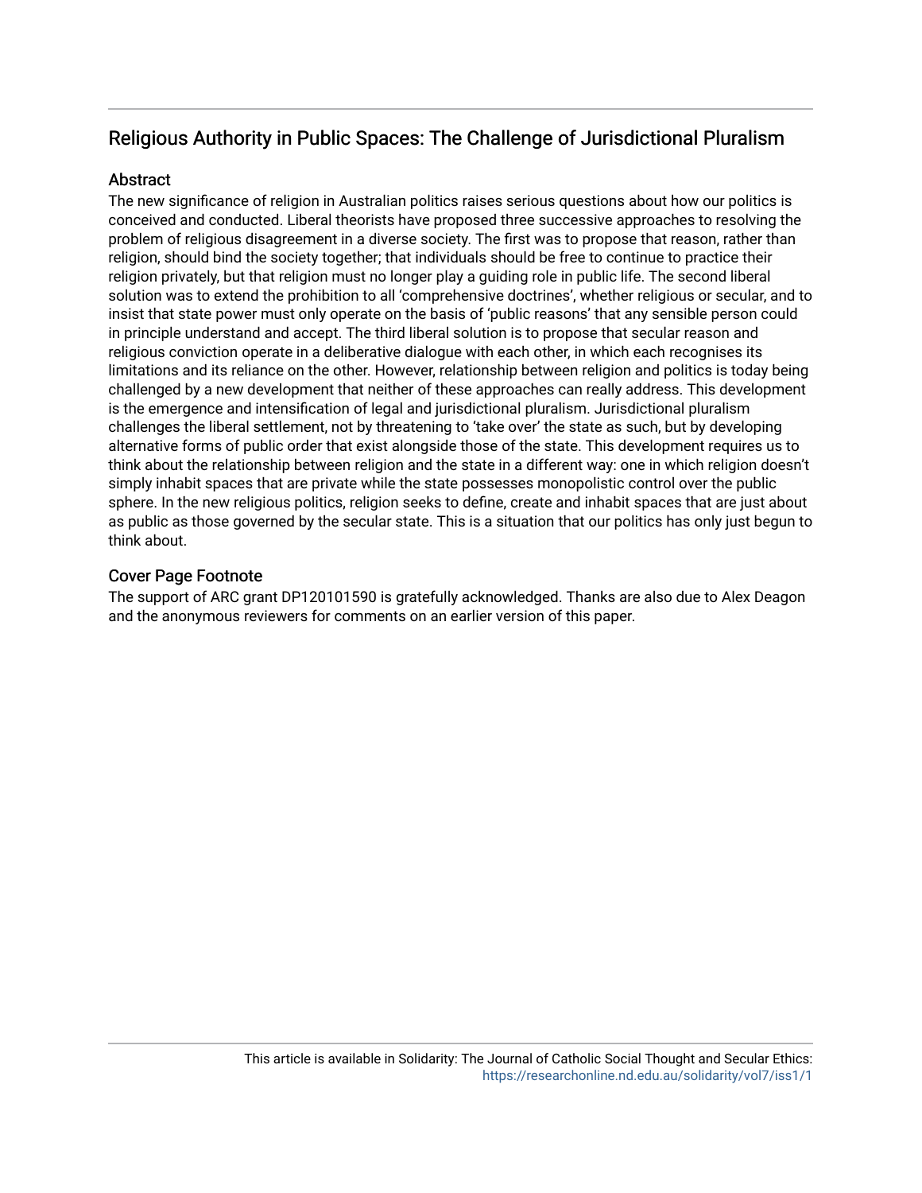## Religious Authority in Public Spaces: The Challenge of Jurisdictional Pluralism

### Abstract

The new significance of religion in Australian politics raises serious questions about how our politics is conceived and conducted. Liberal theorists have proposed three successive approaches to resolving the problem of religious disagreement in a diverse society. The first was to propose that reason, rather than religion, should bind the society together; that individuals should be free to continue to practice their religion privately, but that religion must no longer play a guiding role in public life. The second liberal solution was to extend the prohibition to all 'comprehensive doctrines', whether religious or secular, and to insist that state power must only operate on the basis of 'public reasons' that any sensible person could in principle understand and accept. The third liberal solution is to propose that secular reason and religious conviction operate in a deliberative dialogue with each other, in which each recognises its limitations and its reliance on the other. However, relationship between religion and politics is today being challenged by a new development that neither of these approaches can really address. This development is the emergence and intensification of legal and jurisdictional pluralism. Jurisdictional pluralism challenges the liberal settlement, not by threatening to 'take over' the state as such, but by developing alternative forms of public order that exist alongside those of the state. This development requires us to think about the relationship between religion and the state in a different way: one in which religion doesn't simply inhabit spaces that are private while the state possesses monopolistic control over the public sphere. In the new religious politics, religion seeks to define, create and inhabit spaces that are just about as public as those governed by the secular state. This is a situation that our politics has only just begun to think about.

### Cover Page Footnote

The support of ARC grant DP120101590 is gratefully acknowledged. Thanks are also due to Alex Deagon and the anonymous reviewers for comments on an earlier version of this paper.

This article is available in Solidarity: The Journal of Catholic Social Thought and Secular Ethics: https://researchonline.nd.edu.au/solidarity/vol7/iss1/1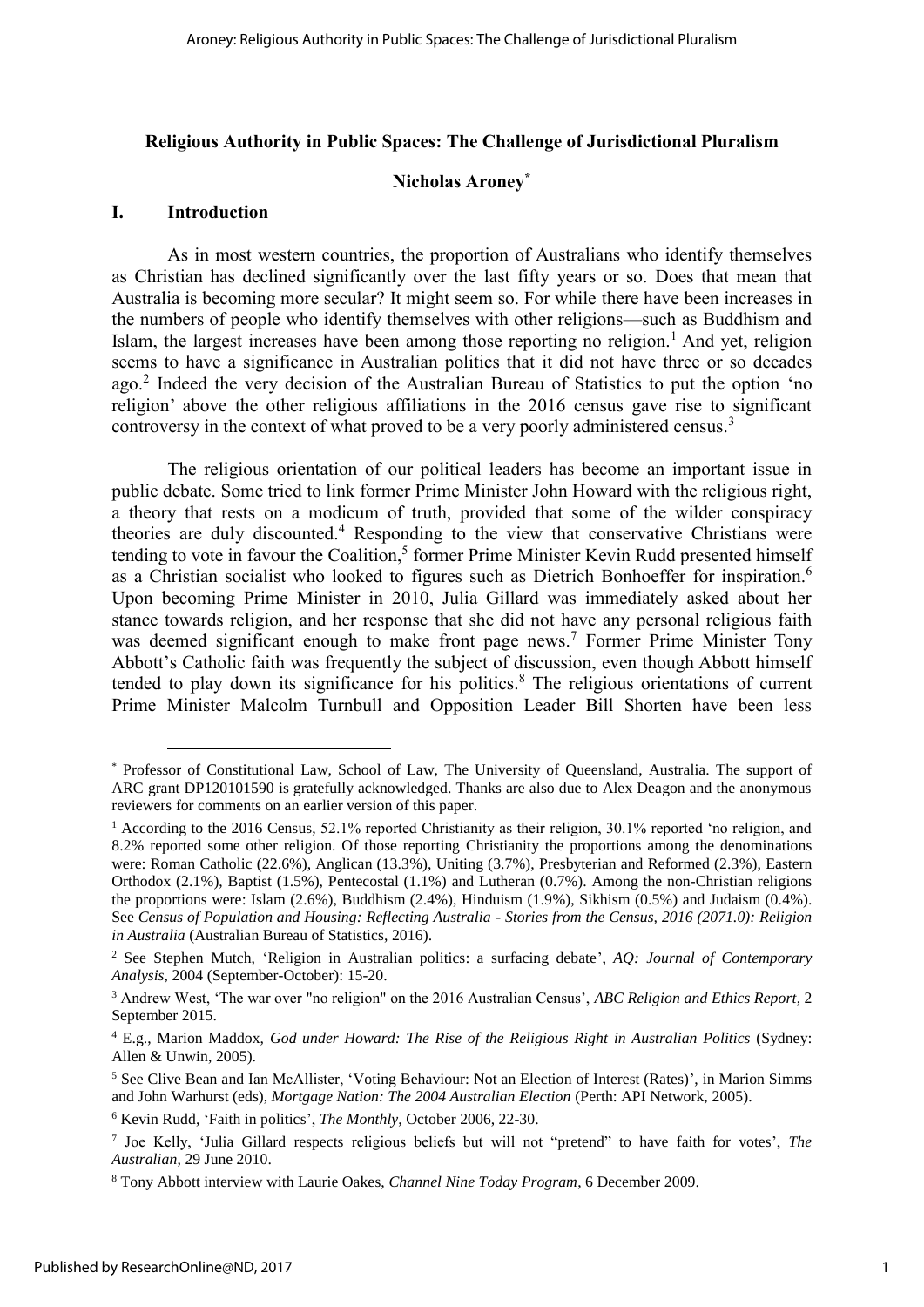## Religious Authority in Public Spaces: The Challenge of Jurisdictional Pluralism

### Nicholas Aroney[*]

## I. Introduction

As in most western countries, the proportion of Australians who identify themselves as Christian has declined significantly over the last fifty years or so. Does that mean that Australia is becoming more secular? It might seem so. For while there have been increases in the numbers of people who identify themselves with other religions—such as Buddhism and Islam, the largest increases have been among those reporting no religion.[1] And yet, religion seems to have a significance in Australian politics that it did not have three or so decades ago.[2] Indeed the very decision of the Australian Bureau of Statistics to put the option 'no religion' above the other religious affiliations in the 2016 census gave rise to significant controversy in the context of what proved to be a very poorly administered census.[3]

The religious orientation of our political leaders has become an important issue in public debate. Some tried to link former Prime Minister John Howard with the religious right, a theory that rests on a modicum of truth, provided that some of the wilder conspiracy theories are duly discounted.[4] Responding to the view that conservative Christians were tending to vote in favour the Coalition,[5] former Prime Minister Kevin Rudd presented himself as a Christian socialist who looked to figures such as Dietrich Bonhoeffer for inspiration.[6] Upon becoming Prime Minister in 2010, Julia Gillard was immediately asked about her stance towards religion, and her response that she did not have any personal religious faith was deemed significant enough to make front page news.[7] Former Prime Minister Tony Abbott's Catholic faith was frequently the subject of discussion, even though Abbott himself tended to play down its significance for his politics.[8] The religious orientations of current Prime Minister Malcolm Turnbull and Opposition Leader Bill Shorten have been less

---

[*] Professor of Constitutional Law, School of Law, The University of Queensland, Australia. The support of ARC grant DP120101590 is gratefully acknowledged. Thanks are also due to Alex Deagon and the anonymous reviewers for comments on an earlier version of this paper.

[1] According to the 2016 Census, 52.1% reported Christianity as their religion, 30.1% reported 'no religion, and 8.2% reported some other religion. Of those reporting Christianity the proportions among the denominations were: Roman Catholic (22.6%), Anglican (13.3%), Uniting (3.7%), Presbyterian and Reformed (2.3%), Eastern Orthodox (2.1%), Baptist (1.5%), Pentecostal (1.1%) and Lutheran (0.7%). Among the non-Christian religions the proportions were: Islam (2.6%), Buddhism (2.4%), Hinduism (1.9%), Sikhism (0.5%) and Judaism (0.4%). See *Census of Population and Housing: Reflecting Australia - Stories from the Census, 2016 (2071.0): Religion in Australia* (Australian Bureau of Statistics, 2016).

[2] See Stephen Mutch, 'Religion in Australian politics: a surfacing debate', *AQ: Journal of Contemporary Analysis*, 2004 (September-October): 15-20.

[3] Andrew West, 'The war over "no religion" on the 2016 Australian Census', *ABC Religion and Ethics Report*, 2 September 2015.

[4] E.g., Marion Maddox, *God under Howard: The Rise of the Religious Right in Australian Politics* (Sydney: Allen & Unwin, 2005).

[5] See Clive Bean and Ian McAllister, 'Voting Behaviour: Not an Election of Interest (Rates)', in Marion Simms and John Warhurst (eds), *Mortgage Nation: The 2004 Australian Election* (Perth: API Network, 2005).

[6] Kevin Rudd, 'Faith in politics', *The Monthly*, October 2006, 22-30.

[7] Joe Kelly, 'Julia Gillard respects religious beliefs but will not "pretend" to have faith for votes', *The Australian*, 29 June 2010.

[8] Tony Abbott interview with Laurie Oakes, *Channel Nine Today Program*, 6 December 2009.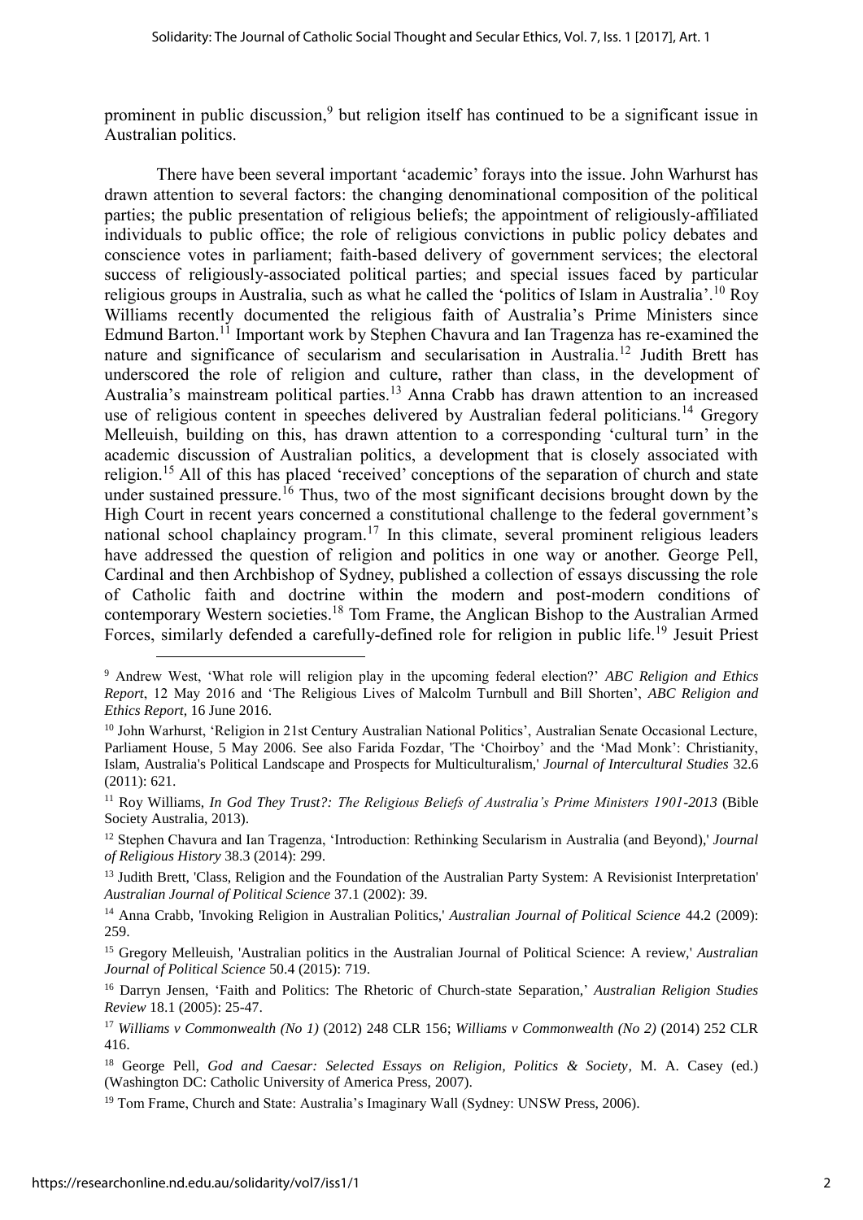prominent in public discussion,[9] but religion itself has continued to be a significant issue in Australian politics.

There have been several important 'academic' forays into the issue. John Warhurst has drawn attention to several factors: the changing denominational composition of the political parties; the public presentation of religious beliefs; the appointment of religiously-affiliated individuals to public office; the role of religious convictions in public policy debates and conscience votes in parliament; faith-based delivery of government services; the electoral success of religiously-associated political parties; and special issues faced by particular religious groups in Australia, such as what he called the 'politics of Islam in Australia'.[10] Roy Williams recently documented the religious faith of Australia's Prime Ministers since Edmund Barton.[11] Important work by Stephen Chavura and Ian Tragenza has re-examined the nature and significance of secularism and secularisation in Australia.[12] Judith Brett has underscored the role of religion and culture, rather than class, in the development of Australia's mainstream political parties.[13] Anna Crabb has drawn attention to an increased use of religious content in speeches delivered by Australian federal politicians.[14] Gregory Melleuish, building on this, has drawn attention to a corresponding 'cultural turn' in the academic discussion of Australian politics, a development that is closely associated with religion.[15] All of this has placed 'received' conceptions of the separation of church and state under sustained pressure.[16] Thus, two of the most significant decisions brought down by the High Court in recent years concerned a constitutional challenge to the federal government's national school chaplaincy program.[17] In this climate, several prominent religious leaders have addressed the question of religion and politics in one way or another. George Pell, Cardinal and then Archbishop of Sydney, published a collection of essays discussing the role of Catholic faith and doctrine within the modern and post-modern conditions of contemporary Western societies.[18] Tom Frame, the Anglican Bishop to the Australian Armed Forces, similarly defended a carefully-defined role for religion in public life.[19] Jesuit Priest

---

[9] Andrew West, 'What role will religion play in the upcoming federal election?' *ABC Religion and Ethics Report*, 12 May 2016 and 'The Religious Lives of Malcolm Turnbull and Bill Shorten', *ABC Religion and Ethics Report*, 16 June 2016.

[10] John Warhurst, 'Religion in 21st Century Australian National Politics', Australian Senate Occasional Lecture, Parliament House, 5 May 2006. See also Farida Fozdar, 'The 'Choirboy' and the 'Mad Monk': Christianity, Islam, Australia's Political Landscape and Prospects for Multiculturalism,' *Journal of Intercultural Studies* 32.6 (2011): 621.

[11] Roy Williams, *In God They Trust?: The Religious Beliefs of Australia's Prime Ministers 1901-2013* (Bible Society Australia, 2013).

[12] Stephen Chavura and Ian Tragenza, 'Introduction: Rethinking Secularism in Australia (and Beyond),' *Journal of Religious History* 38.3 (2014): 299.

[13] Judith Brett, 'Class, Religion and the Foundation of the Australian Party System: A Revisionist Interpretation' *Australian Journal of Political Science* 37.1 (2002): 39.

[14] Anna Crabb, 'Invoking Religion in Australian Politics,' *Australian Journal of Political Science* 44.2 (2009): 259.

[15] Gregory Melleuish, 'Australian politics in the Australian Journal of Political Science: A review,' *Australian Journal of Political Science* 50.4 (2015): 719.

[16] Darryn Jensen, 'Faith and Politics: The Rhetoric of Church-state Separation,' *Australian Religion Studies Review* 18.1 (2005): 25-47.

[17] *Williams v Commonwealth (No 1)* (2012) 248 CLR 156; *Williams v Commonwealth (No 2)* (2014) 252 CLR 416.

[18] George Pell, *God and Caesar: Selected Essays on Religion, Politics & Society*, M. A. Casey (ed.) (Washington DC: Catholic University of America Press, 2007).

[19] Tom Frame, Church and State: Australia's Imaginary Wall (Sydney: UNSW Press, 2006).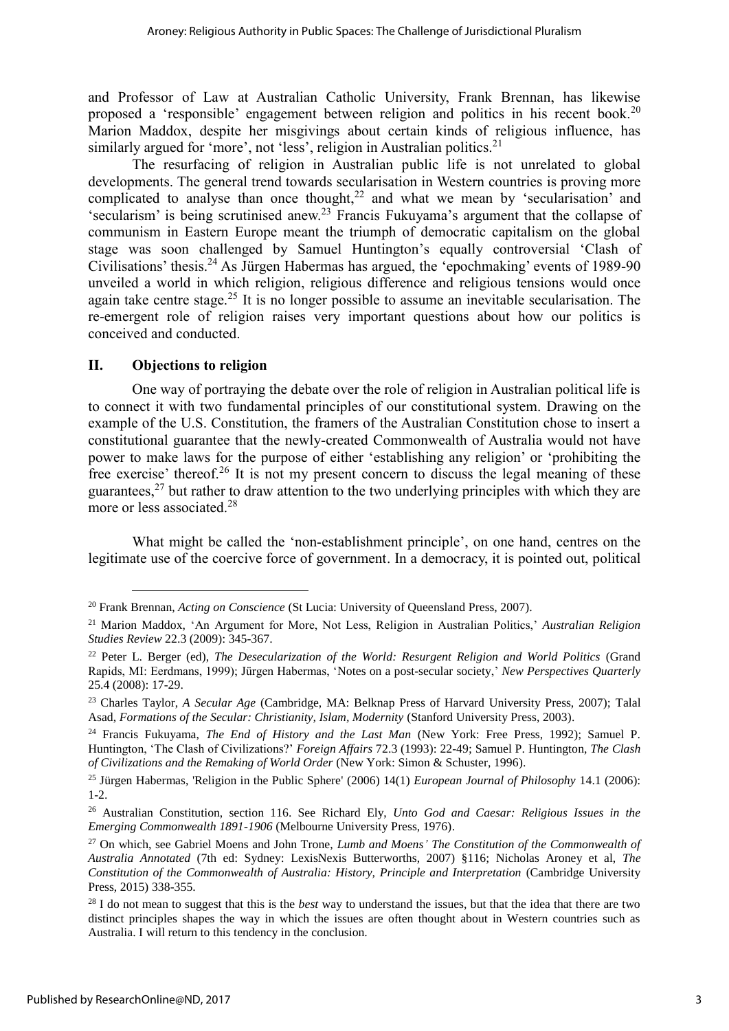and Professor of Law at Australian Catholic University, Frank Brennan, has likewise proposed a 'responsible' engagement between religion and politics in his recent book.[20] Marion Maddox, despite her misgivings about certain kinds of religious influence, has similarly argued for 'more', not 'less', religion in Australian politics.[21]

The resurfacing of religion in Australian public life is not unrelated to global developments. The general trend towards secularisation in Western countries is proving more complicated to analyse than once thought,[22] and what we mean by 'secularisation' and 'secularism' is being scrutinised anew.[23] Francis Fukuyama's argument that the collapse of communism in Eastern Europe meant the triumph of democratic capitalism on the global stage was soon challenged by Samuel Huntington's equally controversial 'Clash of Civilisations' thesis.[24] As Jürgen Habermas has argued, the 'epochmaking' events of 1989-90 unveiled a world in which religion, religious difference and religious tensions would once again take centre stage.[25] It is no longer possible to assume an inevitable secularisation. The re-emergent role of religion raises very important questions about how our politics is conceived and conducted.

## II. Objections to religion

One way of portraying the debate over the role of religion in Australian political life is to connect it with two fundamental principles of our constitutional system. Drawing on the example of the U.S. Constitution, the framers of the Australian Constitution chose to insert a constitutional guarantee that the newly-created Commonwealth of Australia would not have power to make laws for the purpose of either 'establishing any religion' or 'prohibiting the free exercise' thereof.[26] It is not my present concern to discuss the legal meaning of these guarantees,[27] but rather to draw attention to the two underlying principles with which they are more or less associated.[28]

What might be called the 'non-establishment principle', on one hand, centres on the legitimate use of the coercive force of government. In a democracy, it is pointed out, political

---

[20] Frank Brennan, *Acting on Conscience* (St Lucia: University of Queensland Press, 2007).

[21] Marion Maddox, 'An Argument for More, Not Less, Religion in Australian Politics,' *Australian Religion Studies Review* 22.3 (2009): 345-367.

[22] Peter L. Berger (ed), *The Desecularization of the World: Resurgent Religion and World Politics* (Grand Rapids, MI: Eerdmans, 1999); Jürgen Habermas, 'Notes on a post-secular society,' *New Perspectives Quarterly* 25.4 (2008): 17-29.

[23] Charles Taylor, *A Secular Age* (Cambridge, MA: Belknap Press of Harvard University Press, 2007); Talal Asad, *Formations of the Secular: Christianity, Islam, Modernity* (Stanford University Press, 2003).

[24] Francis Fukuyama, *The End of History and the Last Man* (New York: Free Press, 1992); Samuel P. Huntington, 'The Clash of Civilizations?' *Foreign Affairs* 72.3 (1993): 22-49; Samuel P. Huntington, *The Clash of Civilizations and the Remaking of World Order* (New York: Simon & Schuster, 1996).

[25] Jürgen Habermas, 'Religion in the Public Sphere' (2006) 14(1) *European Journal of Philosophy* 14.1 (2006): 1-2.

[26] Australian Constitution, section 116. See Richard Ely, *Unto God and Caesar: Religious Issues in the Emerging Commonwealth 1891-1906* (Melbourne University Press, 1976).

[27] On which, see Gabriel Moens and John Trone, *Lumb and Moens' The Constitution of the Commonwealth of Australia Annotated* (7th ed: Sydney: LexisNexis Butterworths, 2007) §116; Nicholas Aroney et al, *The Constitution of the Commonwealth of Australia: History, Principle and Interpretation* (Cambridge University Press, 2015) 338-355.

[28] I do not mean to suggest that this is the *best* way to understand the issues, but that the idea that there are two distinct principles shapes the way in which the issues are often thought about in Western countries such as Australia. I will return to this tendency in the conclusion.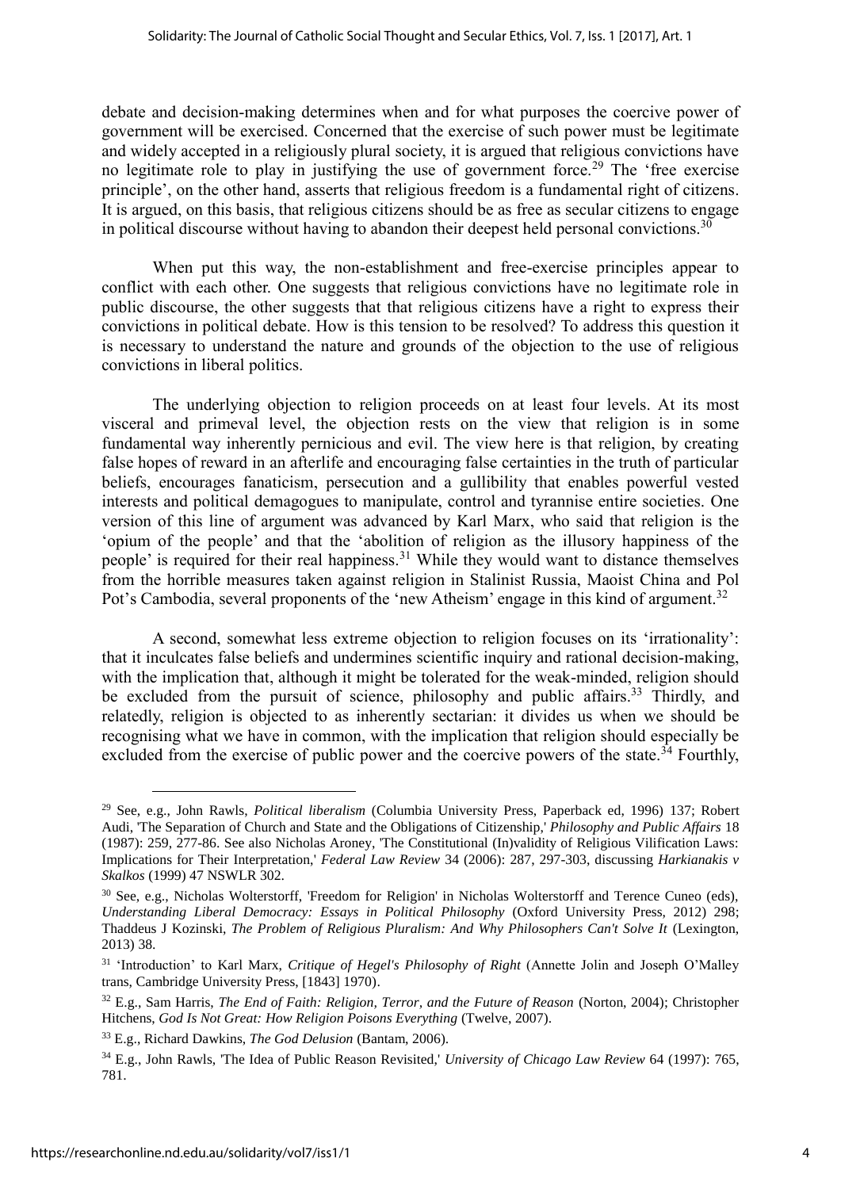debate and decision-making determines when and for what purposes the coercive power of government will be exercised. Concerned that the exercise of such power must be legitimate and widely accepted in a religiously plural society, it is argued that religious convictions have no legitimate role to play in justifying the use of government force.[29] The 'free exercise principle', on the other hand, asserts that religious freedom is a fundamental right of citizens. It is argued, on this basis, that religious citizens should be as free as secular citizens to engage in political discourse without having to abandon their deepest held personal convictions.[30]

When put this way, the non-establishment and free-exercise principles appear to conflict with each other. One suggests that religious convictions have no legitimate role in public discourse, the other suggests that that religious citizens have a right to express their convictions in political debate. How is this tension to be resolved? To address this question it is necessary to understand the nature and grounds of the objection to the use of religious convictions in liberal politics.

The underlying objection to religion proceeds on at least four levels. At its most visceral and primeval level, the objection rests on the view that religion is in some fundamental way inherently pernicious and evil. The view here is that religion, by creating false hopes of reward in an afterlife and encouraging false certainties in the truth of particular beliefs, encourages fanaticism, persecution and a gullibility that enables powerful vested interests and political demagogues to manipulate, control and tyrannise entire societies. One version of this line of argument was advanced by Karl Marx, who said that religion is the 'opium of the people' and that the 'abolition of religion as the illusory happiness of the people' is required for their real happiness.[31] While they would want to distance themselves from the horrible measures taken against religion in Stalinist Russia, Maoist China and Pol Pot's Cambodia, several proponents of the 'new Atheism' engage in this kind of argument.[32]

A second, somewhat less extreme objection to religion focuses on its 'irrationality': that it inculcates false beliefs and undermines scientific inquiry and rational decision-making, with the implication that, although it might be tolerated for the weak-minded, religion should be excluded from the pursuit of science, philosophy and public affairs.[33] Thirdly, and relatedly, religion is objected to as inherently sectarian: it divides us when we should be recognising what we have in common, with the implication that religion should especially be excluded from the exercise of public power and the coercive powers of the state.[34] Fourthly,

---

[29] See, e.g., John Rawls, *Political liberalism* (Columbia University Press, Paperback ed, 1996) 137; Robert Audi, 'The Separation of Church and State and the Obligations of Citizenship,' *Philosophy and Public Affairs* 18 (1987): 259, 277-86. See also Nicholas Aroney, 'The Constitutional (In)validity of Religious Vilification Laws: Implications for Their Interpretation,' *Federal Law Review* 34 (2006): 287, 297-303, discussing *Harkianakis v Skalkos* (1999) 47 NSWLR 302.

[30] See, e.g., Nicholas Wolterstorff, 'Freedom for Religion' in Nicholas Wolterstorff and Terence Cuneo (eds), *Understanding Liberal Democracy: Essays in Political Philosophy* (Oxford University Press, 2012) 298; Thaddeus J Kozinski, *The Problem of Religious Pluralism: And Why Philosophers Can't Solve It* (Lexington, 2013) 38.

[31] 'Introduction' to Karl Marx, *Critique of Hegel's Philosophy of Right* (Annette Jolin and Joseph O'Malley trans, Cambridge University Press, [1843] 1970).

[32] E.g., Sam Harris, *The End of Faith: Religion, Terror, and the Future of Reason* (Norton, 2004); Christopher Hitchens, *God Is Not Great: How Religion Poisons Everything* (Twelve, 2007).

[33] E.g., Richard Dawkins, *The God Delusion* (Bantam, 2006).

[34] E.g., John Rawls, 'The Idea of Public Reason Revisited,' *University of Chicago Law Review* 64 (1997): 765, 781.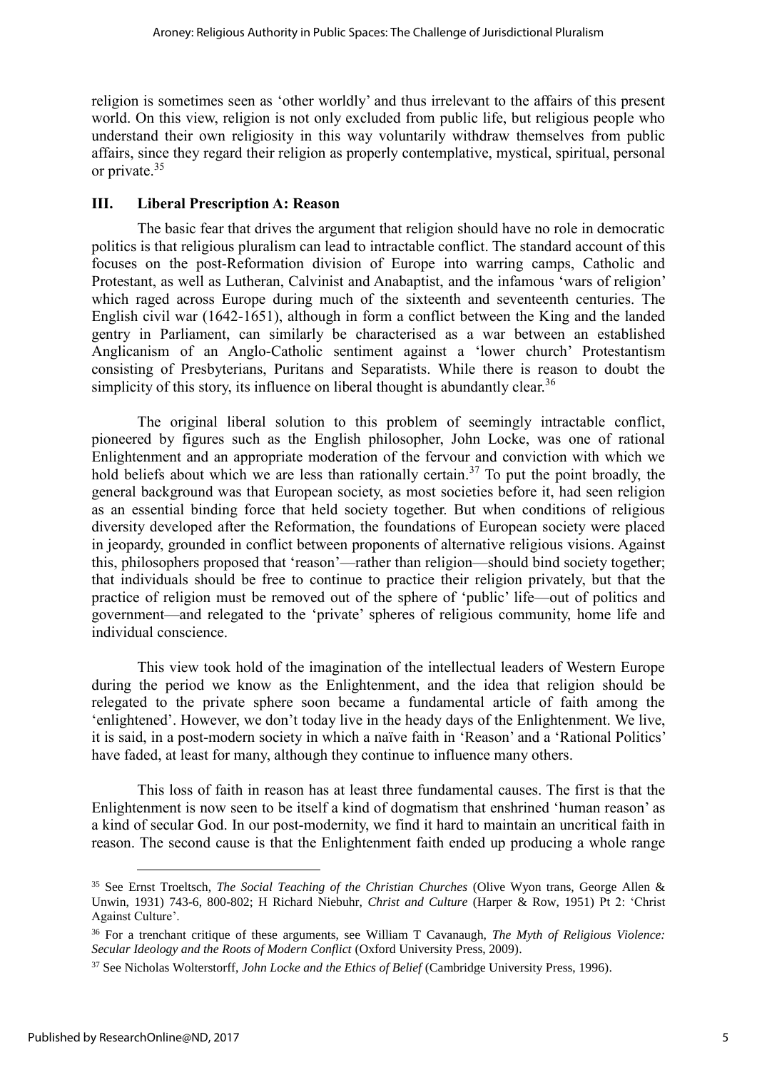religion is sometimes seen as 'other worldly' and thus irrelevant to the affairs of this present world. On this view, religion is not only excluded from public life, but religious people who understand their own religiosity in this way voluntarily withdraw themselves from public affairs, since they regard their religion as properly contemplative, mystical, spiritual, personal or private.[35]

## III. Liberal Prescription A: Reason

The basic fear that drives the argument that religion should have no role in democratic politics is that religious pluralism can lead to intractable conflict. The standard account of this focuses on the post-Reformation division of Europe into warring camps, Catholic and Protestant, as well as Lutheran, Calvinist and Anabaptist, and the infamous 'wars of religion' which raged across Europe during much of the sixteenth and seventeenth centuries. The English civil war (1642-1651), although in form a conflict between the King and the landed gentry in Parliament, can similarly be characterised as a war between an established Anglicanism of an Anglo-Catholic sentiment against a 'lower church' Protestantism consisting of Presbyterians, Puritans and Separatists. While there is reason to doubt the simplicity of this story, its influence on liberal thought is abundantly clear.[36]

The original liberal solution to this problem of seemingly intractable conflict, pioneered by figures such as the English philosopher, John Locke, was one of rational Enlightenment and an appropriate moderation of the fervour and conviction with which we hold beliefs about which we are less than rationally certain.[37] To put the point broadly, the general background was that European society, as most societies before it, had seen religion as an essential binding force that held society together. But when conditions of religious diversity developed after the Reformation, the foundations of European society were placed in jeopardy, grounded in conflict between proponents of alternative religious visions. Against this, philosophers proposed that 'reason'—rather than religion—should bind society together; that individuals should be free to continue to practice their religion privately, but that the practice of religion must be removed out of the sphere of 'public' life—out of politics and government—and relegated to the 'private' spheres of religious community, home life and individual conscience.

This view took hold of the imagination of the intellectual leaders of Western Europe during the period we know as the Enlightenment, and the idea that religion should be relegated to the private sphere soon became a fundamental article of faith among the 'enlightened'. However, we don't today live in the heady days of the Enlightenment. We live, it is said, in a post-modern society in which a naïve faith in 'Reason' and a 'Rational Politics' have faded, at least for many, although they continue to influence many others.

This loss of faith in reason has at least three fundamental causes. The first is that the Enlightenment is now seen to be itself a kind of dogmatism that enshrined 'human reason' as a kind of secular God. In our post-modernity, we find it hard to maintain an uncritical faith in reason. The second cause is that the Enlightenment faith ended up producing a whole range

---

[35] See Ernst Troeltsch, *The Social Teaching of the Christian Churches* (Olive Wyon trans, George Allen & Unwin, 1931) 743-6, 800-802; H Richard Niebuhr, *Christ and Culture* (Harper & Row, 1951) Pt 2: 'Christ Against Culture'.

[36] For a trenchant critique of these arguments, see William T Cavanaugh, *The Myth of Religious Violence: Secular Ideology and the Roots of Modern Conflict* (Oxford University Press, 2009).

[37] See Nicholas Wolterstorff, *John Locke and the Ethics of Belief* (Cambridge University Press, 1996).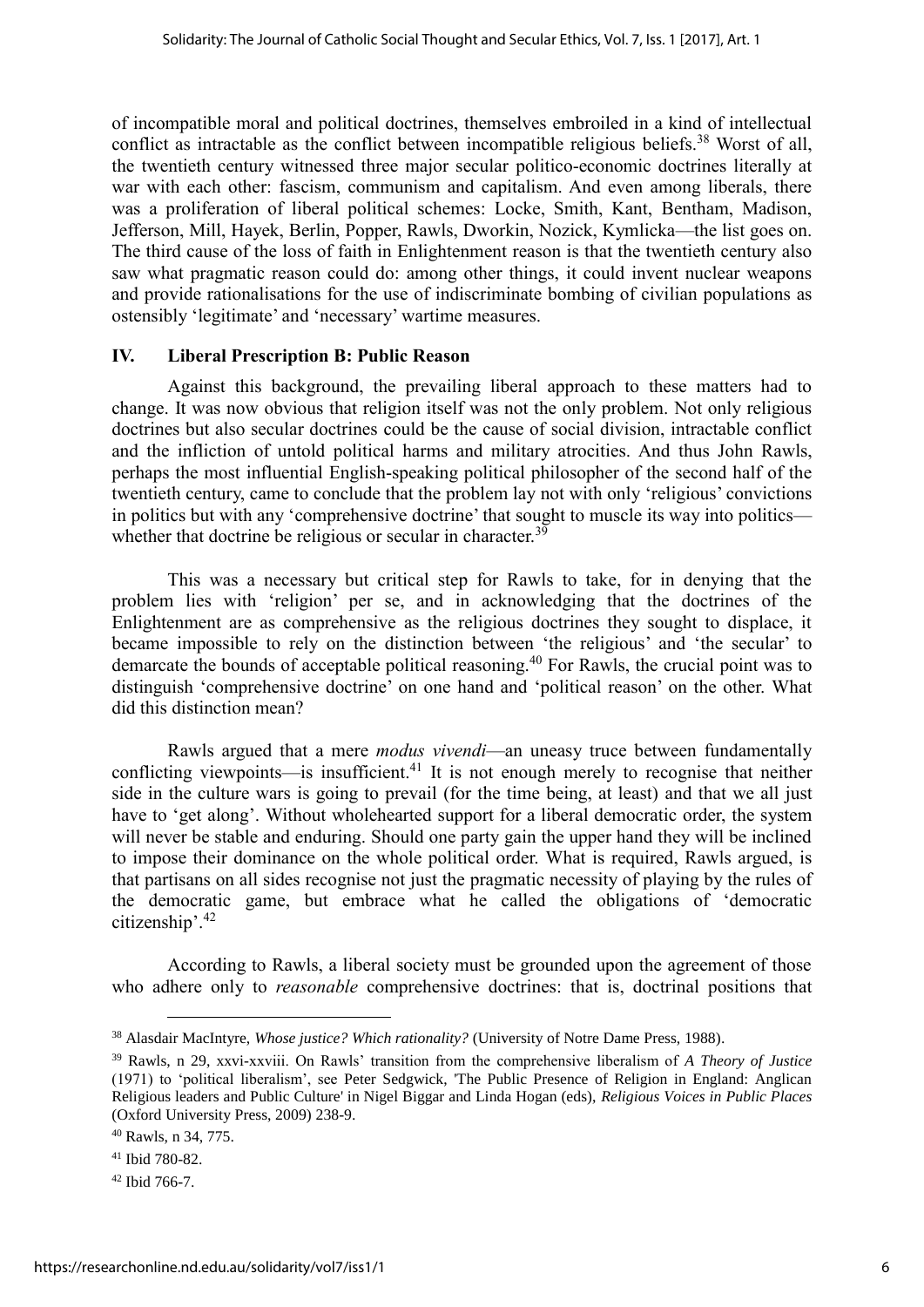of incompatible moral and political doctrines, themselves embroiled in a kind of intellectual conflict as intractable as the conflict between incompatible religious beliefs.[38] Worst of all, the twentieth century witnessed three major secular politico-economic doctrines literally at war with each other: fascism, communism and capitalism. And even among liberals, there was a proliferation of liberal political schemes: Locke, Smith, Kant, Bentham, Madison, Jefferson, Mill, Hayek, Berlin, Popper, Rawls, Dworkin, Nozick, Kymlicka—the list goes on. The third cause of the loss of faith in Enlightenment reason is that the twentieth century also saw what pragmatic reason could do: among other things, it could invent nuclear weapons and provide rationalisations for the use of indiscriminate bombing of civilian populations as ostensibly 'legitimate' and 'necessary' wartime measures.

## IV. Liberal Prescription B: Public Reason

Against this background, the prevailing liberal approach to these matters had to change. It was now obvious that religion itself was not the only problem. Not only religious doctrines but also secular doctrines could be the cause of social division, intractable conflict and the infliction of untold political harms and military atrocities. And thus John Rawls, perhaps the most influential English-speaking political philosopher of the second half of the twentieth century, came to conclude that the problem lay not with only 'religious' convictions in politics but with any 'comprehensive doctrine' that sought to muscle its way into politics—whether that doctrine be religious or secular in character.[39]

This was a necessary but critical step for Rawls to take, for in denying that the problem lies with 'religion' per se, and in acknowledging that the doctrines of the Enlightenment are as comprehensive as the religious doctrines they sought to displace, it became impossible to rely on the distinction between 'the religious' and 'the secular' to demarcate the bounds of acceptable political reasoning.[40] For Rawls, the crucial point was to distinguish 'comprehensive doctrine' on one hand and 'political reason' on the other. What did this distinction mean?

Rawls argued that a mere *modus vivendi*—an uneasy truce between fundamentally conflicting viewpoints—is insufficient.[41] It is not enough merely to recognise that neither side in the culture wars is going to prevail (for the time being, at least) and that we all just have to 'get along'. Without wholehearted support for a liberal democratic order, the system will never be stable and enduring. Should one party gain the upper hand they will be inclined to impose their dominance on the whole political order. What is required, Rawls argued, is that partisans on all sides recognise not just the pragmatic necessity of playing by the rules of the democratic game, but embrace what he called the obligations of 'democratic citizenship'.[42]

According to Rawls, a liberal society must be grounded upon the agreement of those who adhere only to *reasonable* comprehensive doctrines: that is, doctrinal positions that

---

[38] Alasdair MacIntyre, *Whose justice? Which rationality?* (University of Notre Dame Press, 1988).

[39] Rawls, n 29, xxvi-xxviii. On Rawls' transition from the comprehensive liberalism of *A Theory of Justice* (1971) to 'political liberalism', see Peter Sedgwick, 'The Public Presence of Religion in England: Anglican Religious leaders and Public Culture' in Nigel Biggar and Linda Hogan (eds), *Religious Voices in Public Places* (Oxford University Press, 2009) 238-9.

[40] Rawls, n 34, 775.

[41] Ibid 780-82.

[42] Ibid 766-7.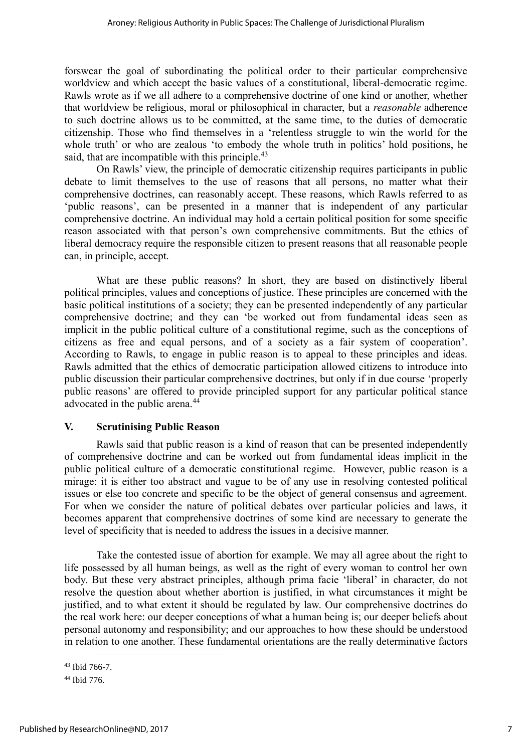forswear the goal of subordinating the political order to their particular comprehensive worldview and which accept the basic values of a constitutional, liberal-democratic regime. Rawls wrote as if we all adhere to a comprehensive doctrine of one kind or another, whether that worldview be religious, moral or philosophical in character, but a *reasonable* adherence to such doctrine allows us to be committed, at the same time, to the duties of democratic citizenship. Those who find themselves in a 'relentless struggle to win the world for the whole truth' or who are zealous 'to embody the whole truth in politics' hold positions, he said, that are incompatible with this principle.[43]

On Rawls' view, the principle of democratic citizenship requires participants in public debate to limit themselves to the use of reasons that all persons, no matter what their comprehensive doctrines, can reasonably accept. These reasons, which Rawls referred to as 'public reasons', can be presented in a manner that is independent of any particular comprehensive doctrine. An individual may hold a certain political position for some specific reason associated with that person's own comprehensive commitments. But the ethics of liberal democracy require the responsible citizen to present reasons that all reasonable people can, in principle, accept.

What are these public reasons? In short, they are based on distinctively liberal political principles, values and conceptions of justice. These principles are concerned with the basic political institutions of a society; they can be presented independently of any particular comprehensive doctrine; and they can 'be worked out from fundamental ideas seen as implicit in the public political culture of a constitutional regime, such as the conceptions of citizens as free and equal persons, and of a society as a fair system of cooperation'. According to Rawls, to engage in public reason is to appeal to these principles and ideas. Rawls admitted that the ethics of democratic participation allowed citizens to introduce into public discussion their particular comprehensive doctrines, but only if in due course 'properly public reasons' are offered to provide principled support for any particular political stance advocated in the public arena.[44]

## V. Scrutinising Public Reason

Rawls said that public reason is a kind of reason that can be presented independently of comprehensive doctrine and can be worked out from fundamental ideas implicit in the public political culture of a democratic constitutional regime. However, public reason is a mirage: it is either too abstract and vague to be of any use in resolving contested political issues or else too concrete and specific to be the object of general consensus and agreement. For when we consider the nature of political debates over particular policies and laws, it becomes apparent that comprehensive doctrines of some kind are necessary to generate the level of specificity that is needed to address the issues in a decisive manner.

Take the contested issue of abortion for example. We may all agree about the right to life possessed by all human beings, as well as the right of every woman to control her own body. But these very abstract principles, although prima facie 'liberal' in character, do not resolve the question about whether abortion is justified, in what circumstances it might be justified, and to what extent it should be regulated by law. Our comprehensive doctrines do the real work here: our deeper conceptions of what a human being is; our deeper beliefs about personal autonomy and responsibility; and our approaches to how these should be understood in relation to one another. These fundamental orientations are the really determinative factors

[43] Ibid 766-7.

[44] Ibid 776.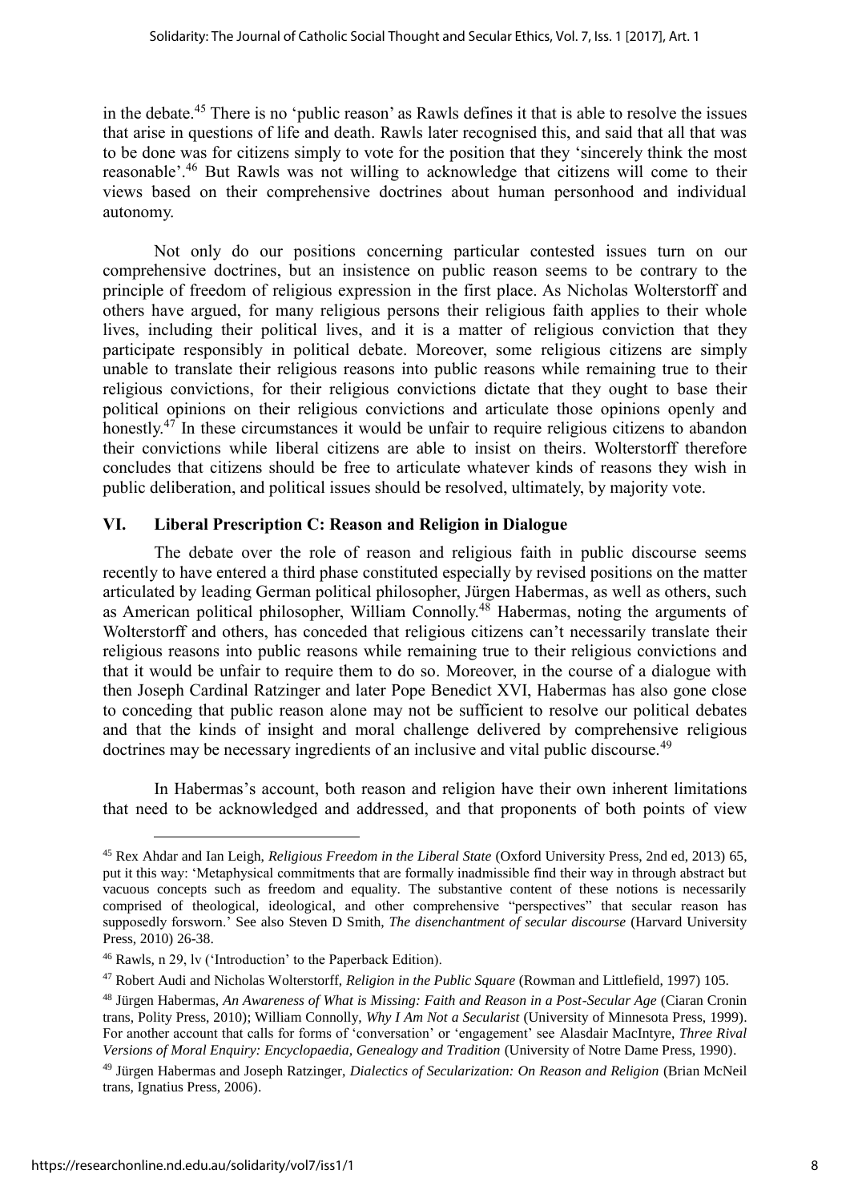in the debate.[45] There is no 'public reason' as Rawls defines it that is able to resolve the issues that arise in questions of life and death. Rawls later recognised this, and said that all that was to be done was for citizens simply to vote for the position that they 'sincerely think the most reasonable'.[46] But Rawls was not willing to acknowledge that citizens will come to their views based on their comprehensive doctrines about human personhood and individual autonomy.

Not only do our positions concerning particular contested issues turn on our comprehensive doctrines, but an insistence on public reason seems to be contrary to the principle of freedom of religious expression in the first place. As Nicholas Wolterstorff and others have argued, for many religious persons their religious faith applies to their whole lives, including their political lives, and it is a matter of religious conviction that they participate responsibly in political debate. Moreover, some religious citizens are simply unable to translate their religious reasons into public reasons while remaining true to their religious convictions, for their religious convictions dictate that they ought to base their political opinions on their religious convictions and articulate those opinions openly and honestly.[47] In these circumstances it would be unfair to require religious citizens to abandon their convictions while liberal citizens are able to insist on theirs. Wolterstorff therefore concludes that citizens should be free to articulate whatever kinds of reasons they wish in public deliberation, and political issues should be resolved, ultimately, by majority vote.

## VI. Liberal Prescription C: Reason and Religion in Dialogue

The debate over the role of reason and religious faith in public discourse seems recently to have entered a third phase constituted especially by revised positions on the matter articulated by leading German political philosopher, Jürgen Habermas, as well as others, such as American political philosopher, William Connolly.[48] Habermas, noting the arguments of Wolterstorff and others, has conceded that religious citizens can't necessarily translate their religious reasons into public reasons while remaining true to their religious convictions and that it would be unfair to require them to do so. Moreover, in the course of a dialogue with then Joseph Cardinal Ratzinger and later Pope Benedict XVI, Habermas has also gone close to conceding that public reason alone may not be sufficient to resolve our political debates and that the kinds of insight and moral challenge delivered by comprehensive religious doctrines may be necessary ingredients of an inclusive and vital public discourse.[49]

In Habermas's account, both reason and religion have their own inherent limitations that need to be acknowledged and addressed, and that proponents of both points of view

---

[45] Rex Ahdar and Ian Leigh, *Religious Freedom in the Liberal State* (Oxford University Press, 2nd ed, 2013) 65, put it this way: 'Metaphysical commitments that are formally inadmissible find their way in through abstract but vacuous concepts such as freedom and equality. The substantive content of these notions is necessarily comprised of theological, ideological, and other comprehensive "perspectives" that secular reason has supposedly forsworn.' See also Steven D Smith, *The disenchantment of secular discourse* (Harvard University Press, 2010) 26-38.

[46] Rawls, n 29, lv ('Introduction' to the Paperback Edition).

[47] Robert Audi and Nicholas Wolterstorff, *Religion in the Public Square* (Rowman and Littlefield, 1997) 105.

[48] Jürgen Habermas, *An Awareness of What is Missing: Faith and Reason in a Post-Secular Age* (Ciaran Cronin trans, Polity Press, 2010); William Connolly, *Why I Am Not a Secularist* (University of Minnesota Press, 1999). For another account that calls for forms of 'conversation' or 'engagement' see Alasdair MacIntyre, *Three Rival Versions of Moral Enquiry: Encyclopaedia, Genealogy and Tradition* (University of Notre Dame Press, 1990).

[49] Jürgen Habermas and Joseph Ratzinger, *Dialectics of Secularization: On Reason and Religion* (Brian McNeil trans, Ignatius Press, 2006).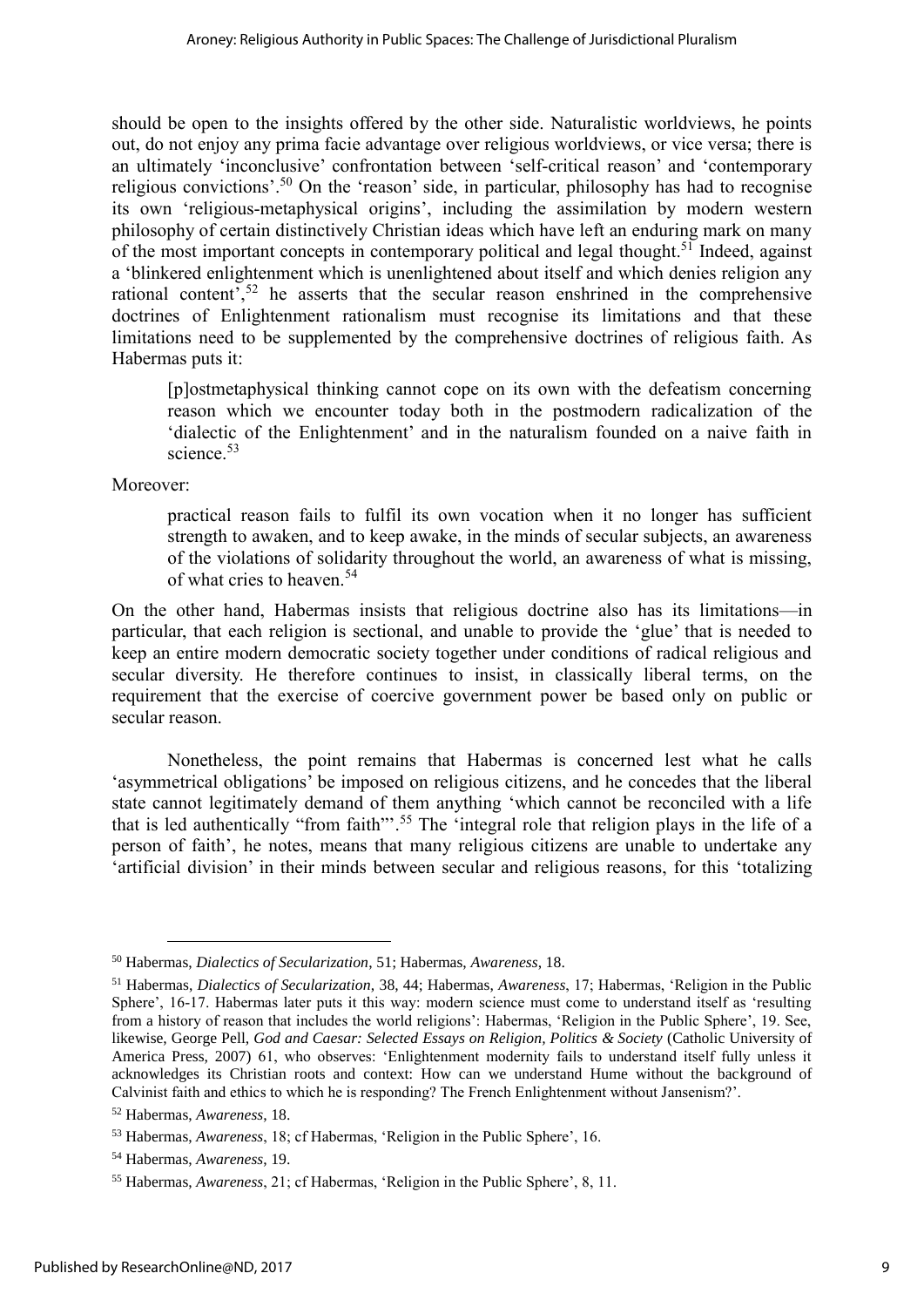should be open to the insights offered by the other side. Naturalistic worldviews, he points out, do not enjoy any prima facie advantage over religious worldviews, or vice versa; there is an ultimately 'inconclusive' confrontation between 'self-critical reason' and 'contemporary religious convictions'.[50] On the 'reason' side, in particular, philosophy has had to recognise its own 'religious-metaphysical origins', including the assimilation by modern western philosophy of certain distinctively Christian ideas which have left an enduring mark on many of the most important concepts in contemporary political and legal thought.[51] Indeed, against a 'blinkered enlightenment which is unenlightened about itself and which denies religion any rational content',[52] he asserts that the secular reason enshrined in the comprehensive doctrines of Enlightenment rationalism must recognise its limitations and that these limitations need to be supplemented by the comprehensive doctrines of religious faith. As Habermas puts it:

> [p]ostmetaphysical thinking cannot cope on its own with the defeatism concerning reason which we encounter today both in the postmodern radicalization of the 'dialectic of the Enlightenment' and in the naturalism founded on a naive faith in science.[53]

Moreover:

> practical reason fails to fulfil its own vocation when it no longer has sufficient strength to awaken, and to keep awake, in the minds of secular subjects, an awareness of the violations of solidarity throughout the world, an awareness of what is missing, of what cries to heaven.[54]

On the other hand, Habermas insists that religious doctrine also has its limitations—in particular, that each religion is sectional, and unable to provide the 'glue' that is needed to keep an entire modern democratic society together under conditions of radical religious and secular diversity. He therefore continues to insist, in classically liberal terms, on the requirement that the exercise of coercive government power be based only on public or secular reason.

Nonetheless, the point remains that Habermas is concerned lest what he calls 'asymmetrical obligations' be imposed on religious citizens, and he concedes that the liberal state cannot legitimately demand of them anything 'which cannot be reconciled with a life that is led authentically "from faith"'.[55] The 'integral role that religion plays in the life of a person of faith', he notes, means that many religious citizens are unable to undertake any 'artificial division' in their minds between secular and religious reasons, for this 'totalizing

---

[50] Habermas, *Dialectics of Secularization*, 51; Habermas, *Awareness*, 18.

[51] Habermas, *Dialectics of Secularization*, 38, 44; Habermas, *Awareness*, 17; Habermas, 'Religion in the Public Sphere', 16-17. Habermas later puts it this way: modern science must come to understand itself as 'resulting from a history of reason that includes the world religions': Habermas, 'Religion in the Public Sphere', 19. See, likewise, George Pell, *God and Caesar: Selected Essays on Religion, Politics & Society* (Catholic University of America Press, 2007) 61, who observes: 'Enlightenment modernity fails to understand itself fully unless it acknowledges its Christian roots and context: How can we understand Hume without the background of Calvinist faith and ethics to which he is responding? The French Enlightenment without Jansenism?'.

[52] Habermas, *Awareness*, 18.

[53] Habermas, *Awareness*, 18; cf Habermas, 'Religion in the Public Sphere', 16.

[54] Habermas, *Awareness*, 19.

[55] Habermas, *Awareness*, 21; cf Habermas, 'Religion in the Public Sphere', 8, 11.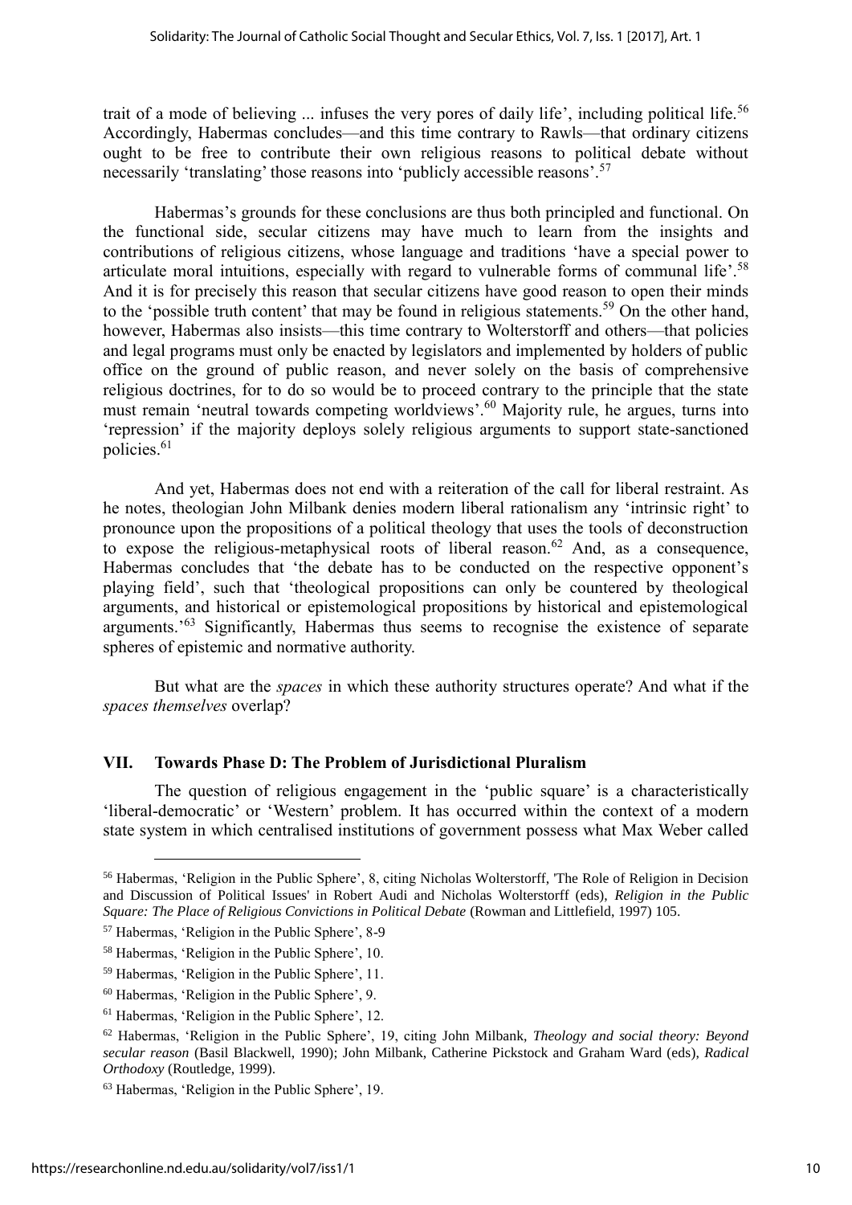trait of a mode of believing ... infuses the very pores of daily life', including political life.[56] Accordingly, Habermas concludes—and this time contrary to Rawls—that ordinary citizens ought to be free to contribute their own religious reasons to political debate without necessarily 'translating' those reasons into 'publicly accessible reasons'.[57]

Habermas's grounds for these conclusions are thus both principled and functional. On the functional side, secular citizens may have much to learn from the insights and contributions of religious citizens, whose language and traditions 'have a special power to articulate moral intuitions, especially with regard to vulnerable forms of communal life'.[58] And it is for precisely this reason that secular citizens have good reason to open their minds to the 'possible truth content' that may be found in religious statements.[59] On the other hand, however, Habermas also insists—this time contrary to Wolterstorff and others—that policies and legal programs must only be enacted by legislators and implemented by holders of public office on the ground of public reason, and never solely on the basis of comprehensive religious doctrines, for to do so would be to proceed contrary to the principle that the state must remain 'neutral towards competing worldviews'.[60] Majority rule, he argues, turns into 'repression' if the majority deploys solely religious arguments to support state-sanctioned policies.[61]

And yet, Habermas does not end with a reiteration of the call for liberal restraint. As he notes, theologian John Milbank denies modern liberal rationalism any 'intrinsic right' to pronounce upon the propositions of a political theology that uses the tools of deconstruction to expose the religious-metaphysical roots of liberal reason.[62] And, as a consequence, Habermas concludes that 'the debate has to be conducted on the respective opponent's playing field', such that 'theological propositions can only be countered by theological arguments, and historical or epistemological propositions by historical and epistemological arguments.'[63] Significantly, Habermas thus seems to recognise the existence of separate spheres of epistemic and normative authority.

But what are the *spaces* in which these authority structures operate? And what if the *spaces themselves* overlap?

## VII. Towards Phase D: The Problem of Jurisdictional Pluralism

The question of religious engagement in the 'public square' is a characteristically 'liberal-democratic' or 'Western' problem. It has occurred within the context of a modern state system in which centralised institutions of government possess what Max Weber called

---

[56] Habermas, 'Religion in the Public Sphere', 8, citing Nicholas Wolterstorff, 'The Role of Religion in Decision and Discussion of Political Issues' in Robert Audi and Nicholas Wolterstorff (eds), *Religion in the Public Square: The Place of Religious Convictions in Political Debate* (Rowman and Littlefield, 1997) 105.

[57] Habermas, 'Religion in the Public Sphere', 8-9

[58] Habermas, 'Religion in the Public Sphere', 10.

[59] Habermas, 'Religion in the Public Sphere', 11.

[60] Habermas, 'Religion in the Public Sphere', 9.

[61] Habermas, 'Religion in the Public Sphere', 12.

[62] Habermas, 'Religion in the Public Sphere', 19, citing John Milbank, *Theology and social theory: Beyond secular reason* (Basil Blackwell, 1990); John Milbank, Catherine Pickstock and Graham Ward (eds), *Radical Orthodoxy* (Routledge, 1999).

[63] Habermas, 'Religion in the Public Sphere', 19.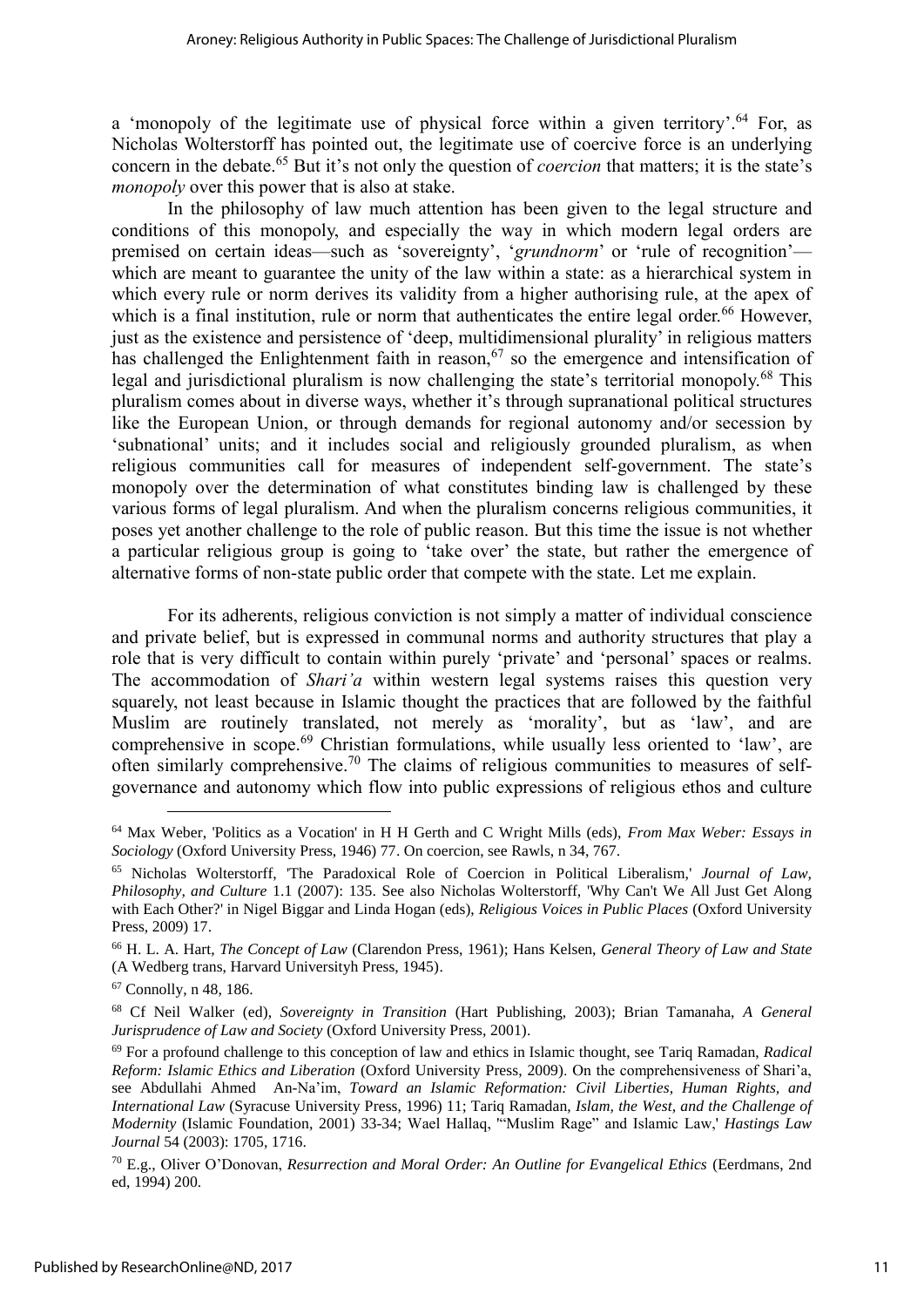a 'monopoly of the legitimate use of physical force within a given territory'.[64] For, as Nicholas Wolterstorff has pointed out, the legitimate use of coercive force is an underlying concern in the debate.[65] But it's not only the question of *coercion* that matters; it is the state's *monopoly* over this power that is also at stake.

In the philosophy of law much attention has been given to the legal structure and conditions of this monopoly, and especially the way in which modern legal orders are premised on certain ideas—such as 'sovereignty', '*grundnorm*' or 'rule of recognition'—which are meant to guarantee the unity of the law within a state: as a hierarchical system in which every rule or norm derives its validity from a higher authorising rule, at the apex of which is a final institution, rule or norm that authenticates the entire legal order.[66] However, just as the existence and persistence of 'deep, multidimensional plurality' in religious matters has challenged the Enlightenment faith in reason,[67] so the emergence and intensification of legal and jurisdictional pluralism is now challenging the state's territorial monopoly.[68] This pluralism comes about in diverse ways, whether it's through supranational political structures like the European Union, or through demands for regional autonomy and/or secession by 'subnational' units; and it includes social and religiously grounded pluralism, as when religious communities call for measures of independent self-government. The state's monopoly over the determination of what constitutes binding law is challenged by these various forms of legal pluralism. And when the pluralism concerns religious communities, it poses yet another challenge to the role of public reason. But this time the issue is not whether a particular religious group is going to 'take over' the state, but rather the emergence of alternative forms of non-state public order that compete with the state. Let me explain.

For its adherents, religious conviction is not simply a matter of individual conscience and private belief, but is expressed in communal norms and authority structures that play a role that is very difficult to contain within purely 'private' and 'personal' spaces or realms. The accommodation of *Shari'a* within western legal systems raises this question very squarely, not least because in Islamic thought the practices that are followed by the faithful Muslim are routinely translated, not merely as 'morality', but as 'law', and are comprehensive in scope.[69] Christian formulations, while usually less oriented to 'law', are often similarly comprehensive.[70] The claims of religious communities to measures of self-governance and autonomy which flow into public expressions of religious ethos and culture

---

[64] Max Weber, 'Politics as a Vocation' in H H Gerth and C Wright Mills (eds), *From Max Weber: Essays in Sociology* (Oxford University Press, 1946) 77. On coercion, see Rawls, n 34, 767.

[65] Nicholas Wolterstorff, 'The Paradoxical Role of Coercion in Political Liberalism,' *Journal of Law, Philosophy, and Culture* 1.1 (2007): 135. See also Nicholas Wolterstorff, 'Why Can't We All Just Get Along with Each Other?' in Nigel Biggar and Linda Hogan (eds), *Religious Voices in Public Places* (Oxford University Press, 2009) 17.

[66] H. L. A. Hart, *The Concept of Law* (Clarendon Press, 1961); Hans Kelsen, *General Theory of Law and State* (A Wedberg trans, Harvard Universityh Press, 1945).

[67] Connolly, n 48, 186.

[68] Cf Neil Walker (ed), *Sovereignty in Transition* (Hart Publishing, 2003); Brian Tamanaha, *A General Jurisprudence of Law and Society* (Oxford University Press, 2001).

[69] For a profound challenge to this conception of law and ethics in Islamic thought, see Tariq Ramadan, *Radical Reform: Islamic Ethics and Liberation* (Oxford University Press, 2009). On the comprehensiveness of Shari'a, see Abdullahi Ahmed An-Na'im, *Toward an Islamic Reformation: Civil Liberties, Human Rights, and International Law* (Syracuse University Press, 1996) 11; Tariq Ramadan, *Islam, the West, and the Challenge of Modernity* (Islamic Foundation, 2001) 33-34; Wael Hallaq, '"Muslim Rage" and Islamic Law,' *Hastings Law Journal* 54 (2003): 1705, 1716.

[70] E.g., Oliver O'Donovan, *Resurrection and Moral Order: An Outline for Evangelical Ethics* (Eerdmans, 2nd ed, 1994) 200.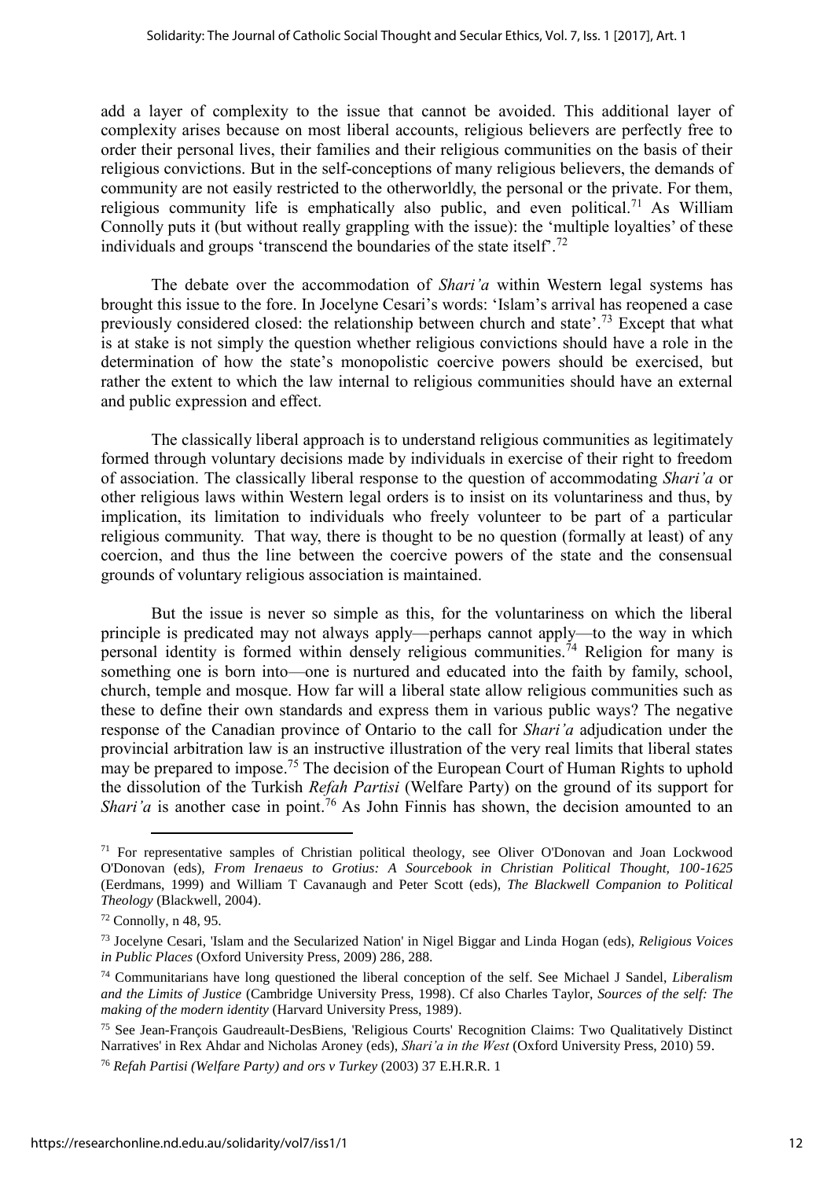add a layer of complexity to the issue that cannot be avoided. This additional layer of complexity arises because on most liberal accounts, religious believers are perfectly free to order their personal lives, their families and their religious communities on the basis of their religious convictions. But in the self-conceptions of many religious believers, the demands of community are not easily restricted to the otherworldly, the personal or the private. For them, religious community life is emphatically also public, and even political.[71] As William Connolly puts it (but without really grappling with the issue): the 'multiple loyalties' of these individuals and groups 'transcend the boundaries of the state itself'.[72]

The debate over the accommodation of *Shari'a* within Western legal systems has brought this issue to the fore. In Jocelyne Cesari's words: 'Islam's arrival has reopened a case previously considered closed: the relationship between church and state'.[73] Except that what is at stake is not simply the question whether religious convictions should have a role in the determination of how the state's monopolistic coercive powers should be exercised, but rather the extent to which the law internal to religious communities should have an external and public expression and effect.

The classically liberal approach is to understand religious communities as legitimately formed through voluntary decisions made by individuals in exercise of their right to freedom of association. The classically liberal response to the question of accommodating *Shari'a* or other religious laws within Western legal orders is to insist on its voluntariness and thus, by implication, its limitation to individuals who freely volunteer to be part of a particular religious community. That way, there is thought to be no question (formally at least) of any coercion, and thus the line between the coercive powers of the state and the consensual grounds of voluntary religious association is maintained.

But the issue is never so simple as this, for the voluntariness on which the liberal principle is predicated may not always apply—perhaps cannot apply—to the way in which personal identity is formed within densely religious communities.[74] Religion for many is something one is born into—one is nurtured and educated into the faith by family, school, church, temple and mosque. How far will a liberal state allow religious communities such as these to define their own standards and express them in various public ways? The negative response of the Canadian province of Ontario to the call for *Shari'a* adjudication under the provincial arbitration law is an instructive illustration of the very real limits that liberal states may be prepared to impose.[75] The decision of the European Court of Human Rights to uphold the dissolution of the Turkish *Refah Partisi* (Welfare Party) on the ground of its support for *Shari'a* is another case in point.[76] As John Finnis has shown, the decision amounted to an

---

[71] For representative samples of Christian political theology, see Oliver O'Donovan and Joan Lockwood O'Donovan (eds), *From Irenaeus to Grotius: A Sourcebook in Christian Political Thought, 100-1625* (Eerdmans, 1999) and William T Cavanaugh and Peter Scott (eds), *The Blackwell Companion to Political Theology* (Blackwell, 2004).

[72] Connolly, n 48, 95.

[73] Jocelyne Cesari, 'Islam and the Secularized Nation' in Nigel Biggar and Linda Hogan (eds), *Religious Voices in Public Places* (Oxford University Press, 2009) 286, 288.

[74] Communitarians have long questioned the liberal conception of the self. See Michael J Sandel, *Liberalism and the Limits of Justice* (Cambridge University Press, 1998). Cf also Charles Taylor, *Sources of the self: The making of the modern identity* (Harvard University Press, 1989).

[75] See Jean-François Gaudreault-DesBiens, 'Religious Courts' Recognition Claims: Two Qualitatively Distinct Narratives' in Rex Ahdar and Nicholas Aroney (eds), *Shari'a in the West* (Oxford University Press, 2010) 59.

[76] *Refah Partisi (Welfare Party) and ors v Turkey* (2003) 37 E.H.R.R. 1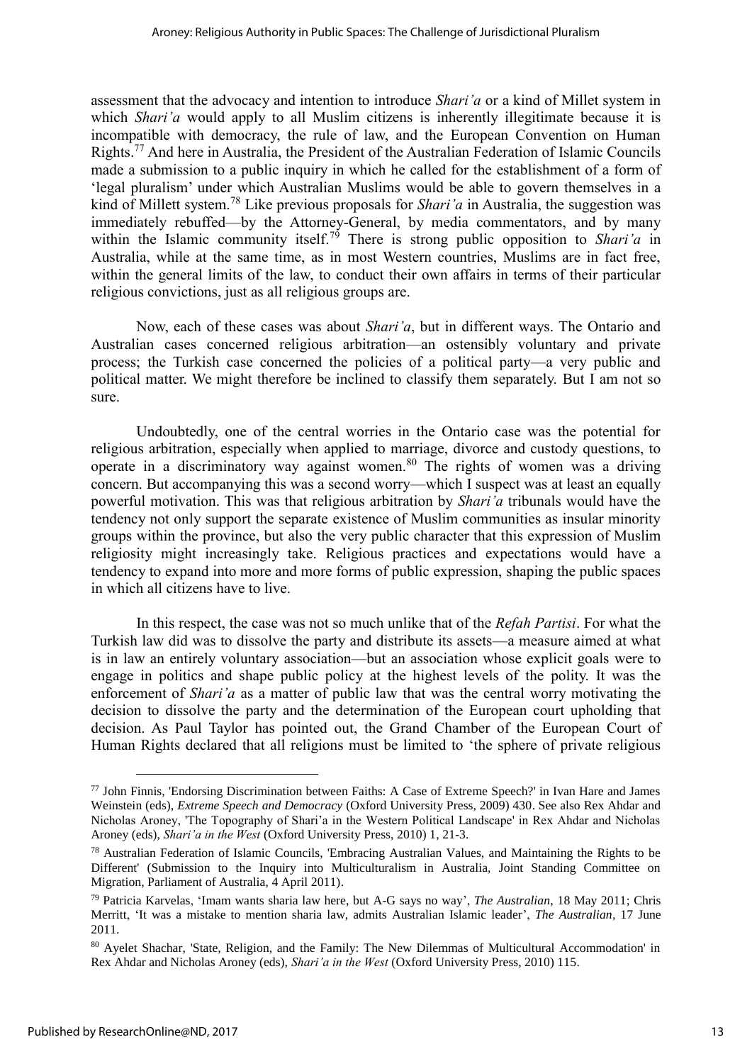assessment that the advocacy and intention to introduce *Shari'a* or a kind of Millet system in which *Shari'a* would apply to all Muslim citizens is inherently illegitimate because it is incompatible with democracy, the rule of law, and the European Convention on Human Rights.[77] And here in Australia, the President of the Australian Federation of Islamic Councils made a submission to a public inquiry in which he called for the establishment of a form of 'legal pluralism' under which Australian Muslims would be able to govern themselves in a kind of Millett system.[78] Like previous proposals for *Shari'a* in Australia, the suggestion was immediately rebuffed—by the Attorney-General, by media commentators, and by many within the Islamic community itself.[79] There is strong public opposition to *Shari'a* in Australia, while at the same time, as in most Western countries, Muslims are in fact free, within the general limits of the law, to conduct their own affairs in terms of their particular religious convictions, just as all religious groups are.

Now, each of these cases was about *Shari'a*, but in different ways. The Ontario and Australian cases concerned religious arbitration—an ostensibly voluntary and private process; the Turkish case concerned the policies of a political party—a very public and political matter. We might therefore be inclined to classify them separately. But I am not so sure.

Undoubtedly, one of the central worries in the Ontario case was the potential for religious arbitration, especially when applied to marriage, divorce and custody questions, to operate in a discriminatory way against women.[80] The rights of women was a driving concern. But accompanying this was a second worry—which I suspect was at least an equally powerful motivation. This was that religious arbitration by *Shari'a* tribunals would have the tendency not only support the separate existence of Muslim communities as insular minority groups within the province, but also the very public character that this expression of Muslim religiosity might increasingly take. Religious practices and expectations would have a tendency to expand into more and more forms of public expression, shaping the public spaces in which all citizens have to live.

In this respect, the case was not so much unlike that of the *Refah Partisi*. For what the Turkish law did was to dissolve the party and distribute its assets—a measure aimed at what is in law an entirely voluntary association—but an association whose explicit goals were to engage in politics and shape public policy at the highest levels of the polity. It was the enforcement of *Shari'a* as a matter of public law that was the central worry motivating the decision to dissolve the party and the determination of the European court upholding that decision. As Paul Taylor has pointed out, the Grand Chamber of the European Court of Human Rights declared that all religions must be limited to 'the sphere of private religious

---

[77] John Finnis, 'Endorsing Discrimination between Faiths: A Case of Extreme Speech?' in Ivan Hare and James Weinstein (eds), *Extreme Speech and Democracy* (Oxford University Press, 2009) 430. See also Rex Ahdar and Nicholas Aroney, 'The Topography of Shari'a in the Western Political Landscape' in Rex Ahdar and Nicholas Aroney (eds), *Shari'a in the West* (Oxford University Press, 2010) 1, 21-3.

[78] Australian Federation of Islamic Councils, 'Embracing Australian Values, and Maintaining the Rights to be Different' (Submission to the Inquiry into Multiculturalism in Australia, Joint Standing Committee on Migration, Parliament of Australia, 4 April 2011).

[79] Patricia Karvelas, 'Imam wants sharia law here, but A-G says no way', *The Australian*, 18 May 2011; Chris Merritt, 'It was a mistake to mention sharia law, admits Australian Islamic leader', *The Australian*, 17 June 2011.

[80] Ayelet Shachar, 'State, Religion, and the Family: The New Dilemmas of Multicultural Accommodation' in Rex Ahdar and Nicholas Aroney (eds), *Shari'a in the West* (Oxford University Press, 2010) 115.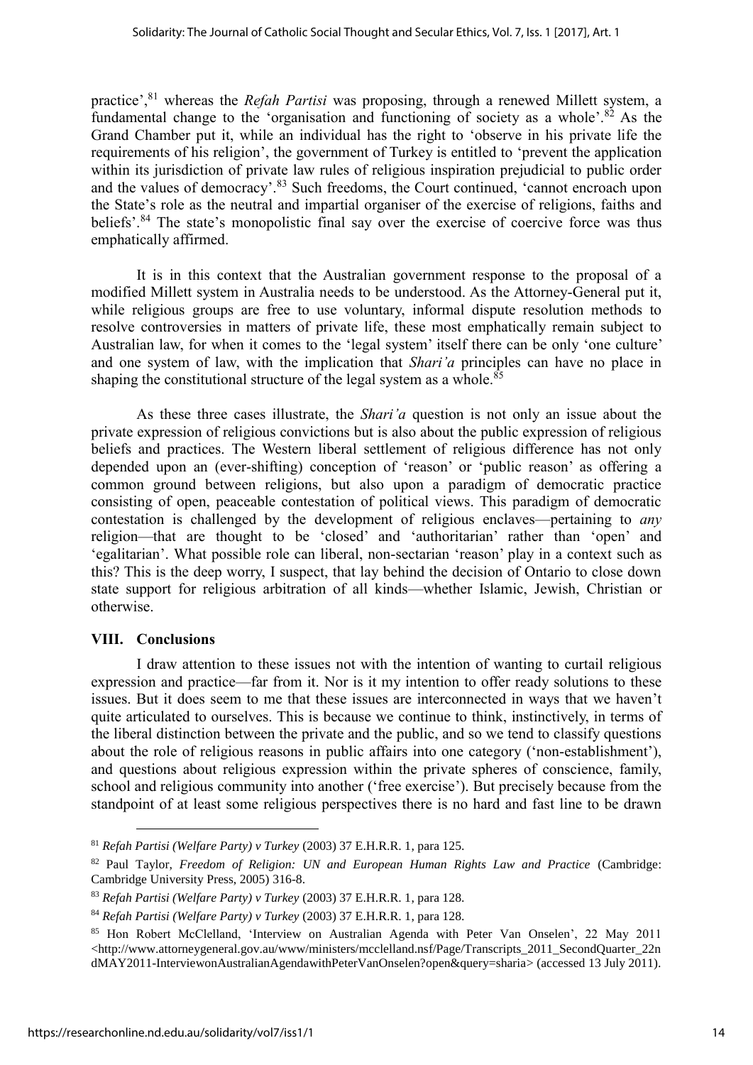practice',[81] whereas the *Refah Partisi* was proposing, through a renewed Millett system, a fundamental change to the 'organisation and functioning of society as a whole'.[82] As the Grand Chamber put it, while an individual has the right to 'observe in his private life the requirements of his religion', the government of Turkey is entitled to 'prevent the application within its jurisdiction of private law rules of religious inspiration prejudicial to public order and the values of democracy'.[83] Such freedoms, the Court continued, 'cannot encroach upon the State's role as the neutral and impartial organiser of the exercise of religions, faiths and beliefs'.[84] The state's monopolistic final say over the exercise of coercive force was thus emphatically affirmed.

It is in this context that the Australian government response to the proposal of a modified Millett system in Australia needs to be understood. As the Attorney-General put it, while religious groups are free to use voluntary, informal dispute resolution methods to resolve controversies in matters of private life, these most emphatically remain subject to Australian law, for when it comes to the 'legal system' itself there can be only 'one culture' and one system of law, with the implication that *Shari'a* principles can have no place in shaping the constitutional structure of the legal system as a whole.[85]

As these three cases illustrate, the *Shari'a* question is not only an issue about the private expression of religious convictions but is also about the public expression of religious beliefs and practices. The Western liberal settlement of religious difference has not only depended upon an (ever-shifting) conception of 'reason' or 'public reason' as offering a common ground between religions, but also upon a paradigm of democratic practice consisting of open, peaceable contestation of political views. This paradigm of democratic contestation is challenged by the development of religious enclaves—pertaining to *any* religion—that are thought to be 'closed' and 'authoritarian' rather than 'open' and 'egalitarian'. What possible role can liberal, non-sectarian 'reason' play in a context such as this? This is the deep worry, I suspect, that lay behind the decision of Ontario to close down state support for religious arbitration of all kinds—whether Islamic, Jewish, Christian or otherwise.

## VIII. Conclusions

I draw attention to these issues not with the intention of wanting to curtail religious expression and practice—far from it. Nor is it my intention to offer ready solutions to these issues. But it does seem to me that these issues are interconnected in ways that we haven't quite articulated to ourselves. This is because we continue to think, instinctively, in terms of the liberal distinction between the private and the public, and so we tend to classify questions about the role of religious reasons in public affairs into one category ('non-establishment'), and questions about religious expression within the private spheres of conscience, family, school and religious community into another ('free exercise'). But precisely because from the standpoint of at least some religious perspectives there is no hard and fast line to be drawn

---

[81] *Refah Partisi (Welfare Party) v Turkey* (2003) 37 E.H.R.R. 1, para 125.

[82] Paul Taylor, *Freedom of Religion: UN and European Human Rights Law and Practice* (Cambridge: Cambridge University Press, 2005) 316-8.

[83] *Refah Partisi (Welfare Party) v Turkey* (2003) 37 E.H.R.R. 1, para 128.

[84] *Refah Partisi (Welfare Party) v Turkey* (2003) 37 E.H.R.R. 1, para 128.

[85] Hon Robert McClelland, 'Interview on Australian Agenda with Peter Van Onselen', 22 May 2011 <http://www.attorneygeneral.gov.au/www/ministers/mcclelland.nsf/Page/Transcripts_2011_SecondQuarter_22ndMAY2011-InterviewonAustralianAgendawithPeterVanOnselen?open&query=sharia> (accessed 13 July 2011).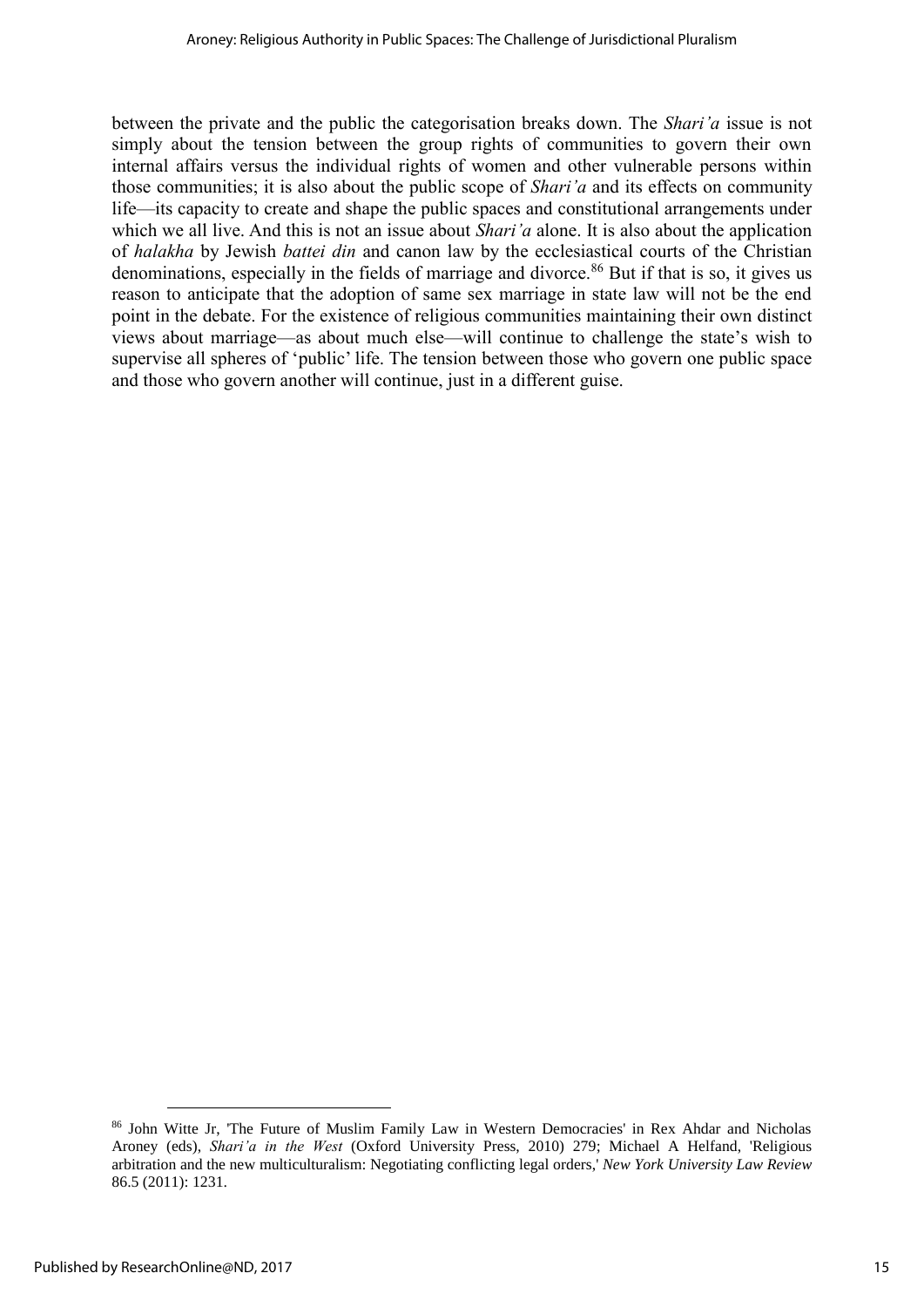between the private and the public the categorisation breaks down. The *Shari'a* issue is not simply about the tension between the group rights of communities to govern their own internal affairs versus the individual rights of women and other vulnerable persons within those communities; it is also about the public scope of *Shari'a* and its effects on community life—its capacity to create and shape the public spaces and constitutional arrangements under which we all live. And this is not an issue about *Shari'a* alone. It is also about the application of *halakha* by Jewish *battei din* and canon law by the ecclesiastical courts of the Christian denominations, especially in the fields of marriage and divorce.[86] But if that is so, it gives us reason to anticipate that the adoption of same sex marriage in state law will not be the end point in the debate. For the existence of religious communities maintaining their own distinct views about marriage—as about much else—will continue to challenge the state's wish to supervise all spheres of 'public' life. The tension between those who govern one public space and those who govern another will continue, just in a different guise.

---

[86] John Witte Jr, 'The Future of Muslim Family Law in Western Democracies' in Rex Ahdar and Nicholas Aroney (eds), *Shari'a in the West* (Oxford University Press, 2010) 279; Michael A Helfand, 'Religious arbitration and the new multiculturalism: Negotiating conflicting legal orders,' *New York University Law Review* 86.5 (2011): 1231.